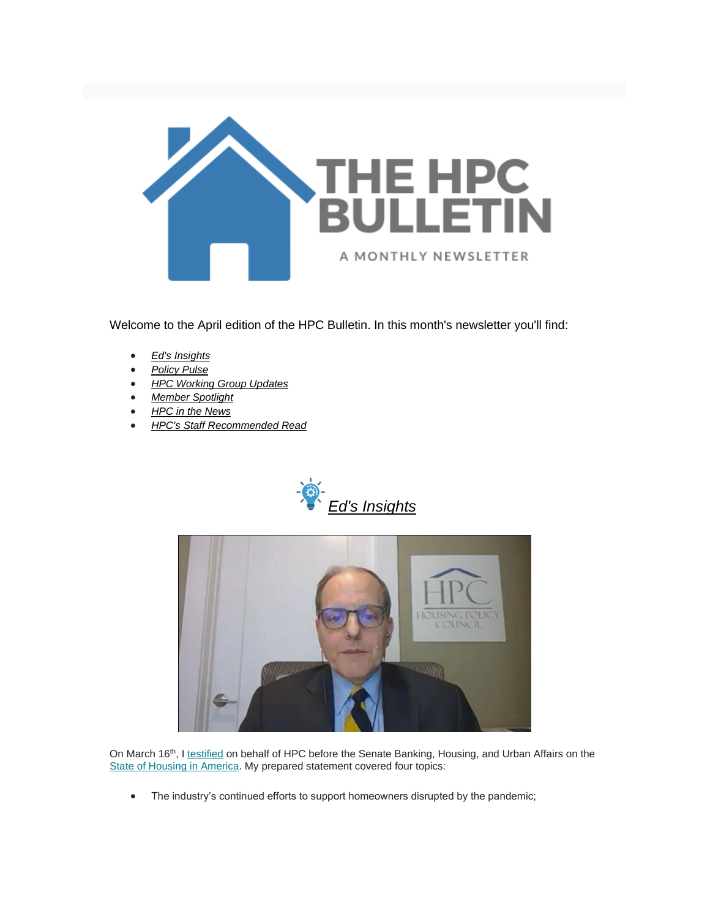# THE HPC BULLETIN

A MONTHLY NEWSLETTER

Welcome to the April edition of the HPC Bulletin. In this month's newsletter you'll find:

- *Ed's Insights*
- *Policy Pulse*
- *HPC Working Group Updates*
- *Member Spotlight*
- *HPC in the News*
- *HPC's Staff Recommended Read*

## *Ed's Insights*

On March 16th, I testified on behalf of HPC before the Senate Banking, Housing, and Urban Affairs on the State of Housing in America. My prepared statement covered four topics:

- The industry's continued efforts to support homeowners disrupted by the pandemic;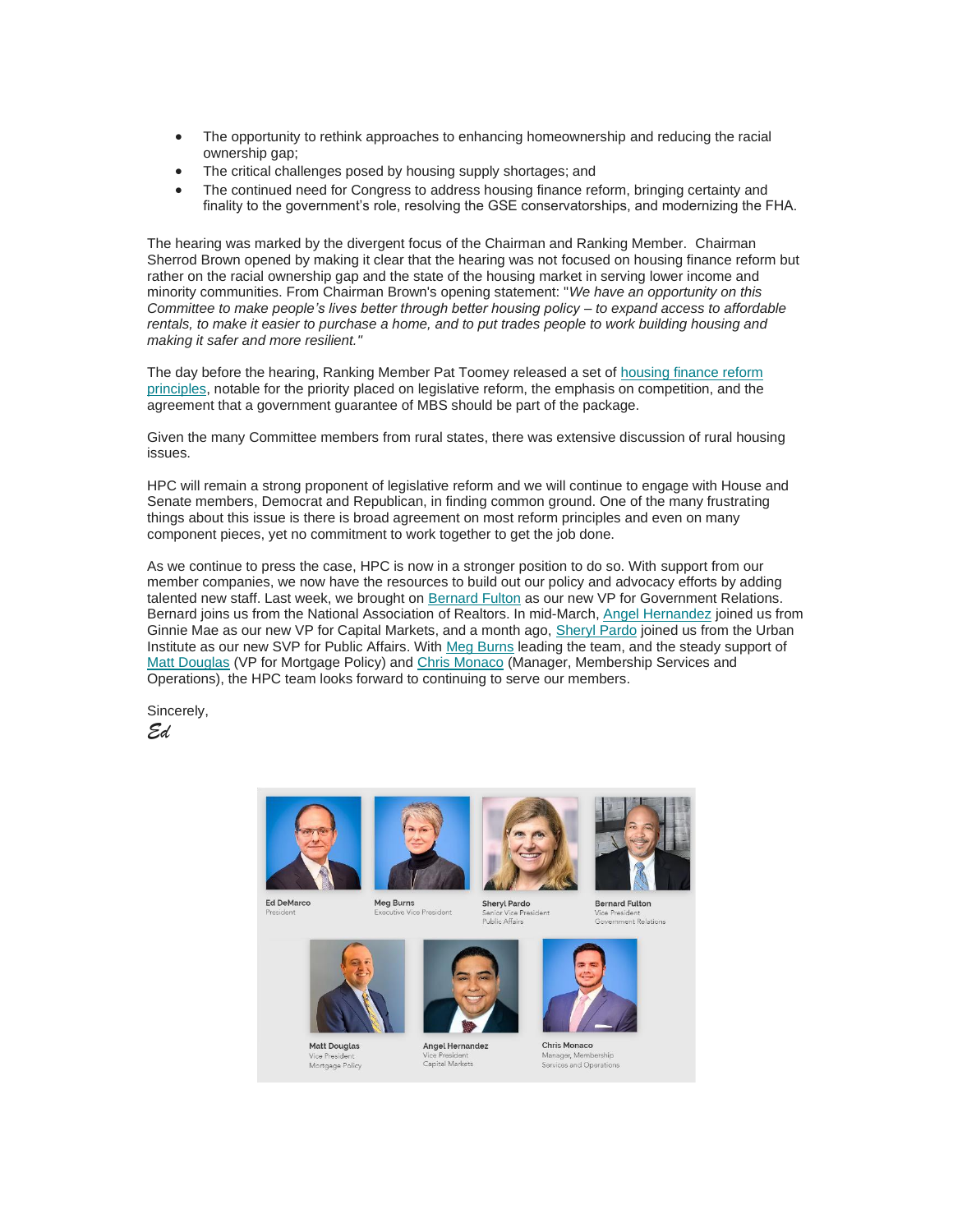- The opportunity to rethink approaches to enhancing homeownership and reducing the racial ownership gap;
- The critical challenges posed by housing supply shortages; and
- The continued need for Congress to address housing finance reform, bringing certainty and finality to the government's role, resolving the GSE conservatorships, and modernizing the FHA.

The hearing was marked by the divergent focus of the Chairman and Ranking Member. Chairman Sherrod Brown opened by making it clear that the hearing was not focused on housing finance reform but rather on the racial ownership gap and the state of the housing market in serving lower income and minority communities. From Chairman Brown's opening statement: "*We have an opportunity on this Committee to make people's lives better through better housing policy – to expand access to affordable rentals, to make it easier to purchase a home, and to put trades people to work building housing and making it safer and more resilient.*"

The day before the hearing, Ranking Member Pat Toomey released a set of housing finance reform principles, notable for the priority placed on legislative reform, the emphasis on competition, and the agreement that a government guarantee of MBS should be part of the package.

Given the many Committee members from rural states, there was extensive discussion of rural housing issues.

HPC will remain a strong proponent of legislative reform and we will continue to engage with House and Senate members, Democrat and Republican, in finding common ground. One of the many frustrating things about this issue is there is broad agreement on most reform principles and even on many component pieces, yet no commitment to work together to get the job done.

As we continue to press the case, HPC is now in a stronger position to do so. With support from our member companies, we now have the resources to build out our policy and advocacy efforts by adding talented new staff. Last week, we brought on Bernard Fulton as our new VP for Government Relations. Bernard joins us from the National Association of Realtors. In mid-March, Angel Hernandez joined us from Ginnie Mae as our new VP for Capital Markets, and a month ago, Sheryl Pardo joined us from the Urban Institute as our new SVP for Public Affairs. With Meg Burns leading the team, and the steady support of Matt Douglas (VP for Mortgage Policy) and Chris Monaco (Manager, Membership Services and Operations), the HPC team looks forward to continuing to serve our members.

Sincerely,

*Ed*

Ed DeMarco
President

Meg Burns
Executive Vice President

Sheryl Pardo
Senior Vice President
Public Affairs

Bernard Fulton
Vice President
Government Relations

Matt Douglas
Vice President
Mortgage Policy

Angel Hernandez
Vice President
Capital Markets

Chris Monaco
Manager, Membership
Services and Operations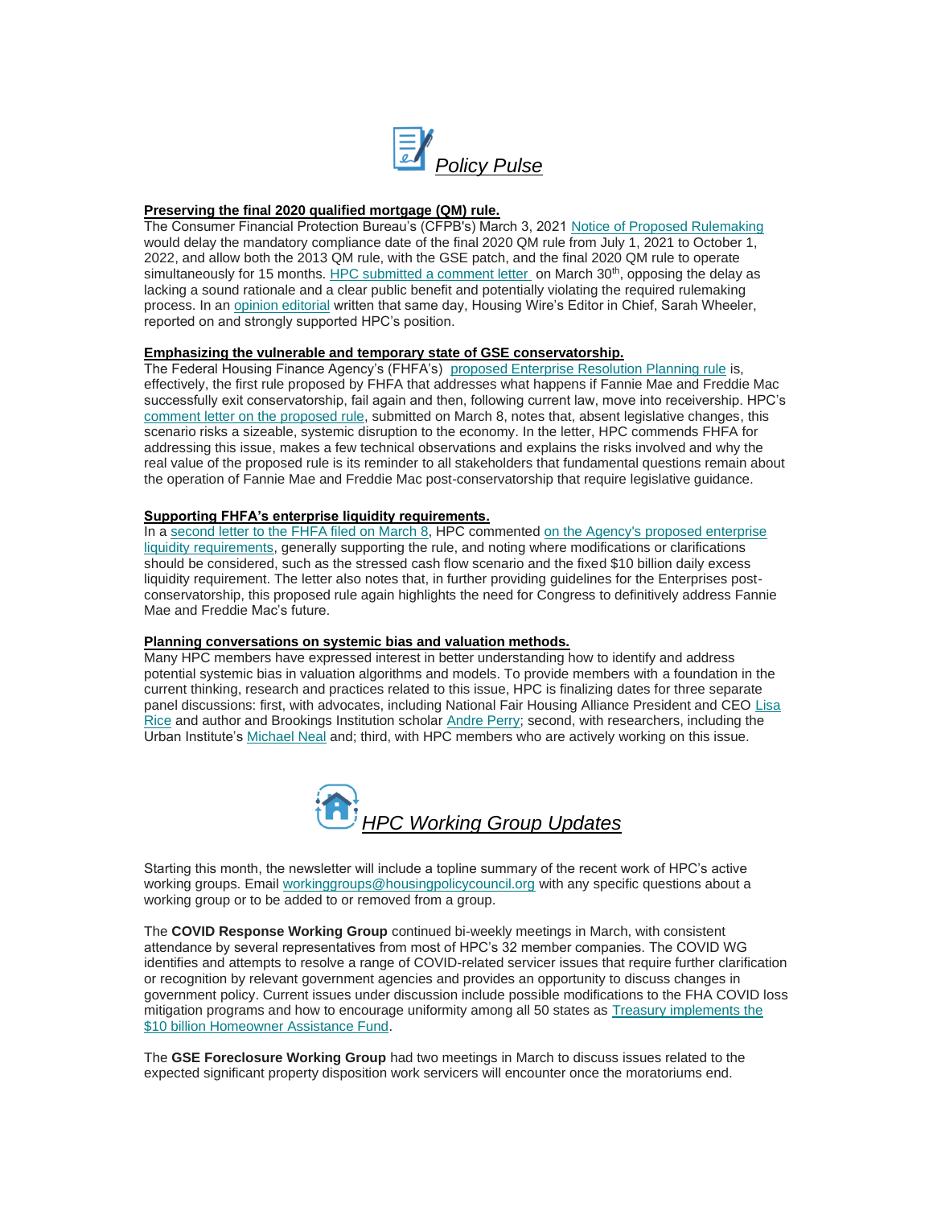## *Policy Pulse*

**Preserving the final 2020 qualified mortgage (QM) rule.**
The Consumer Financial Protection Bureau's (CFPB's) March 3, 2021 Notice of Proposed Rulemaking would delay the mandatory compliance date of the final 2020 QM rule from July 1, 2021 to October 1, 2022, and allow both the 2013 QM rule, with the GSE patch, and the final 2020 QM rule to operate simultaneously for 15 months. HPC submitted a comment letter on March 30th, opposing the delay as lacking a sound rationale and a clear public benefit and potentially violating the required rulemaking process. In an opinion editorial written that same day, Housing Wire's Editor in Chief, Sarah Wheeler, reported on and strongly supported HPC's position.

**Emphasizing the vulnerable and temporary state of GSE conservatorship.**
The Federal Housing Finance Agency's (FHFA's) proposed Enterprise Resolution Planning rule is, effectively, the first rule proposed by FHFA that addresses what happens if Fannie Mae and Freddie Mac successfully exit conservatorship, fail again and then, following current law, move into receivership. HPC's comment letter on the proposed rule, submitted on March 8, notes that, absent legislative changes, this scenario risks a sizeable, systemic disruption to the economy. In the letter, HPC commends FHFA for addressing this issue, makes a few technical observations and explains the risks involved and why the real value of the proposed rule is its reminder to all stakeholders that fundamental questions remain about the operation of Fannie Mae and Freddie Mac post-conservatorship that require legislative guidance.

**Supporting FHFA's enterprise liquidity requirements.**
In a second letter to the FHFA filed on March 8, HPC commented on the Agency's proposed enterprise liquidity requirements, generally supporting the rule, and noting where modifications or clarifications should be considered, such as the stressed cash flow scenario and the fixed $10 billion daily excess liquidity requirement. The letter also notes that, in further providing guidelines for the Enterprises post-conservatorship, this proposed rule again highlights the need for Congress to definitively address Fannie Mae and Freddie Mac's future.

**Planning conversations on systemic bias and valuation methods.**
Many HPC members have expressed interest in better understanding how to identify and address potential systemic bias in valuation algorithms and models. To provide members with a foundation in the current thinking, research and practices related to this issue, HPC is finalizing dates for three separate panel discussions: first, with advocates, including National Fair Housing Alliance President and CEO Lisa Rice and author and Brookings Institution scholar Andre Perry; second, with researchers, including the Urban Institute's Michael Neal and; third, with HPC members who are actively working on this issue.

## *HPC Working Group Updates*

Starting this month, the newsletter will include a topline summary of the recent work of HPC's active working groups. Email workinggroups@housingpolicycouncil.org with any specific questions about a working group or to be added to or removed from a group.

The **COVID Response Working Group** continued bi-weekly meetings in March, with consistent attendance by several representatives from most of HPC's 32 member companies. The COVID WG identifies and attempts to resolve a range of COVID-related servicer issues that require further clarification or recognition by relevant government agencies and provides an opportunity to discuss changes in government policy. Current issues under discussion include possible modifications to the FHA COVID loss mitigation programs and how to encourage uniformity among all 50 states as Treasury implements the $10 billion Homeowner Assistance Fund.

The **GSE Foreclosure Working Group** had two meetings in March to discuss issues related to the expected significant property disposition work servicers will encounter once the moratoriums end.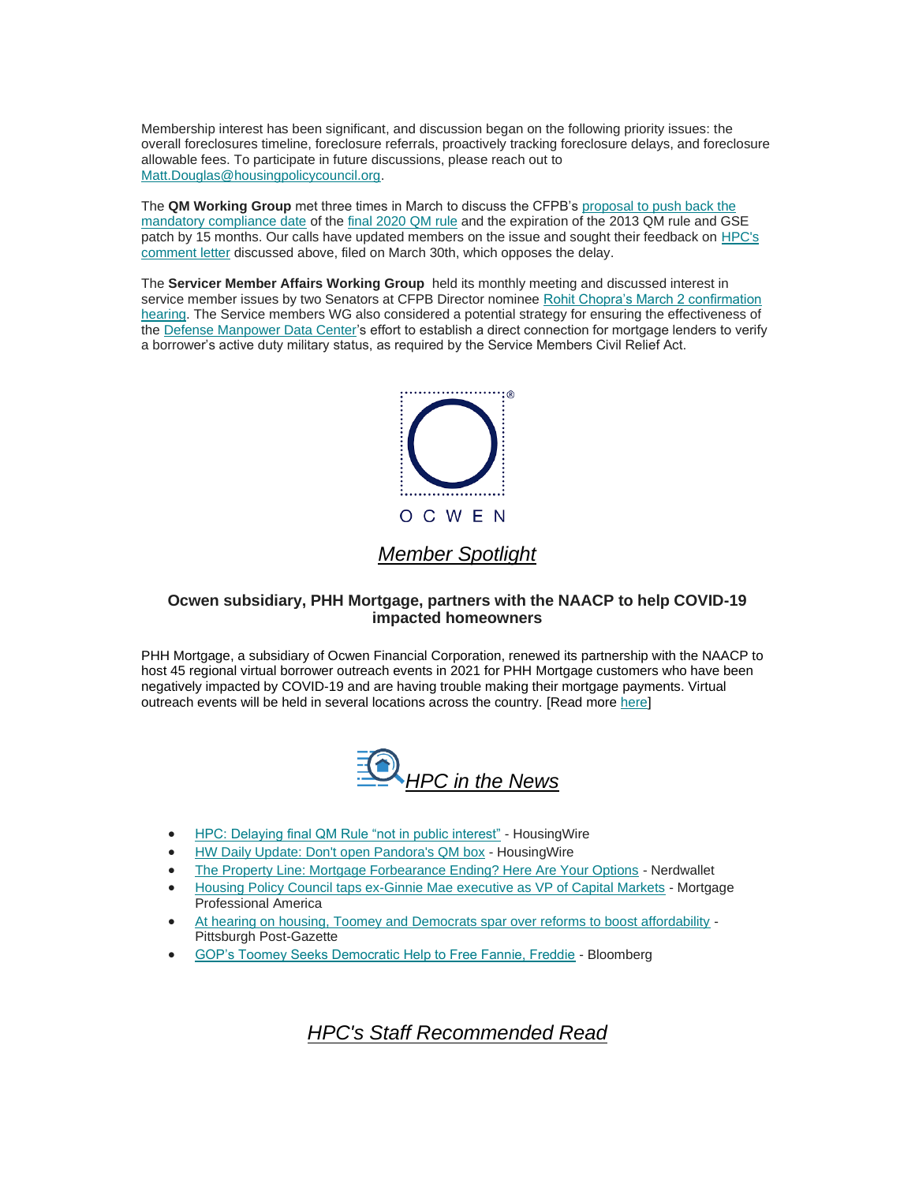Membership interest has been significant, and discussion began on the following priority issues: the overall foreclosures timeline, foreclosure referrals, proactively tracking foreclosure delays, and foreclosure allowable fees. To participate in future discussions, please reach out to Matt.Douglas@housingpolicycouncil.org.

The **QM Working Group** met three times in March to discuss the CFPB's proposal to push back the mandatory compliance date of the final 2020 QM rule and the expiration of the 2013 QM rule and GSE patch by 15 months. Our calls have updated members on the issue and sought their feedback on HPC's comment letter discussed above, filed on March 30th, which opposes the delay.

The **Servicer Member Affairs Working Group** held its monthly meeting and discussed interest in service member issues by two Senators at CFPB Director nominee Rohit Chopra's March 2 confirmation hearing. The Service members WG also considered a potential strategy for ensuring the effectiveness of the Defense Manpower Data Center's effort to establish a direct connection for mortgage lenders to verify a borrower's active duty military status, as required by the Service Members Civil Relief Act.

OCWEN

## *Member Spotlight*

### Ocwen subsidiary, PHH Mortgage, partners with the NAACP to help COVID-19 impacted homeowners

PHH Mortgage, a subsidiary of Ocwen Financial Corporation, renewed its partnership with the NAACP to host 45 regional virtual borrower outreach events in 2021 for PHH Mortgage customers who have been negatively impacted by COVID-19 and are having trouble making their mortgage payments. Virtual outreach events will be held in several locations across the country. [Read more here]

## *HPC in the News*

- HPC: Delaying final QM Rule "not in public interest" - HousingWire
- HW Daily Update: Don't open Pandora's QM box - HousingWire
- The Property Line: Mortgage Forbearance Ending? Here Are Your Options - Nerdwallet
- Housing Policy Council taps ex-Ginnie Mae executive as VP of Capital Markets - Mortgage Professional America
- At hearing on housing, Toomey and Democrats spar over reforms to boost affordability - Pittsburgh Post-Gazette
- GOP's Toomey Seeks Democratic Help to Free Fannie, Freddie - Bloomberg

## *HPC's Staff Recommended Read*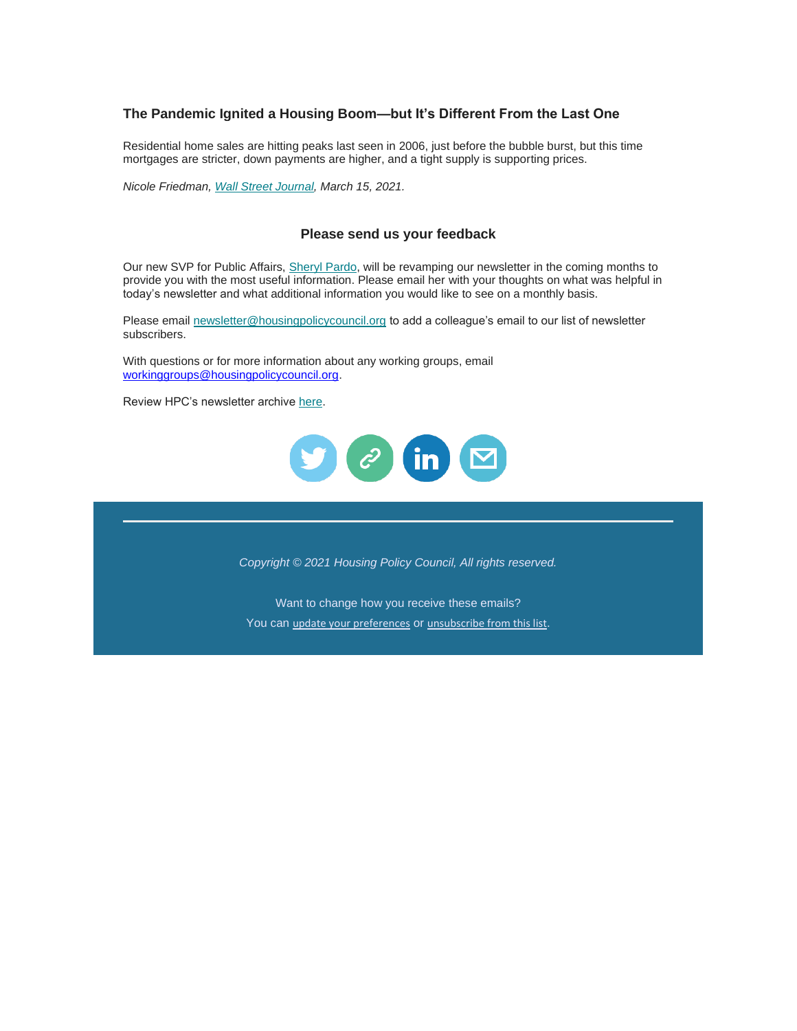### The Pandemic Ignited a Housing Boom—but It's Different From the Last One

Residential home sales are hitting peaks last seen in 2006, just before the bubble burst, but this time mortgages are stricter, down payments are higher, and a tight supply is supporting prices.

*Nicole Friedman, Wall Street Journal, March 15, 2021.*

### Please send us your feedback

Our new SVP for Public Affairs, Sheryl Pardo, will be revamping our newsletter in the coming months to provide you with the most useful information. Please email her with your thoughts on what was helpful in today's newsletter and what additional information you would like to see on a monthly basis.

Please email newsletter@housingpolicycouncil.org to add a colleague's email to our list of newsletter subscribers.

With questions or for more information about any working groups, email workinggroups@housingpolicycouncil.org.

Review HPC's newsletter archive here.

*Copyright © 2021 Housing Policy Council, All rights reserved.*

Want to change how you receive these emails?
You can update your preferences or unsubscribe from this list.